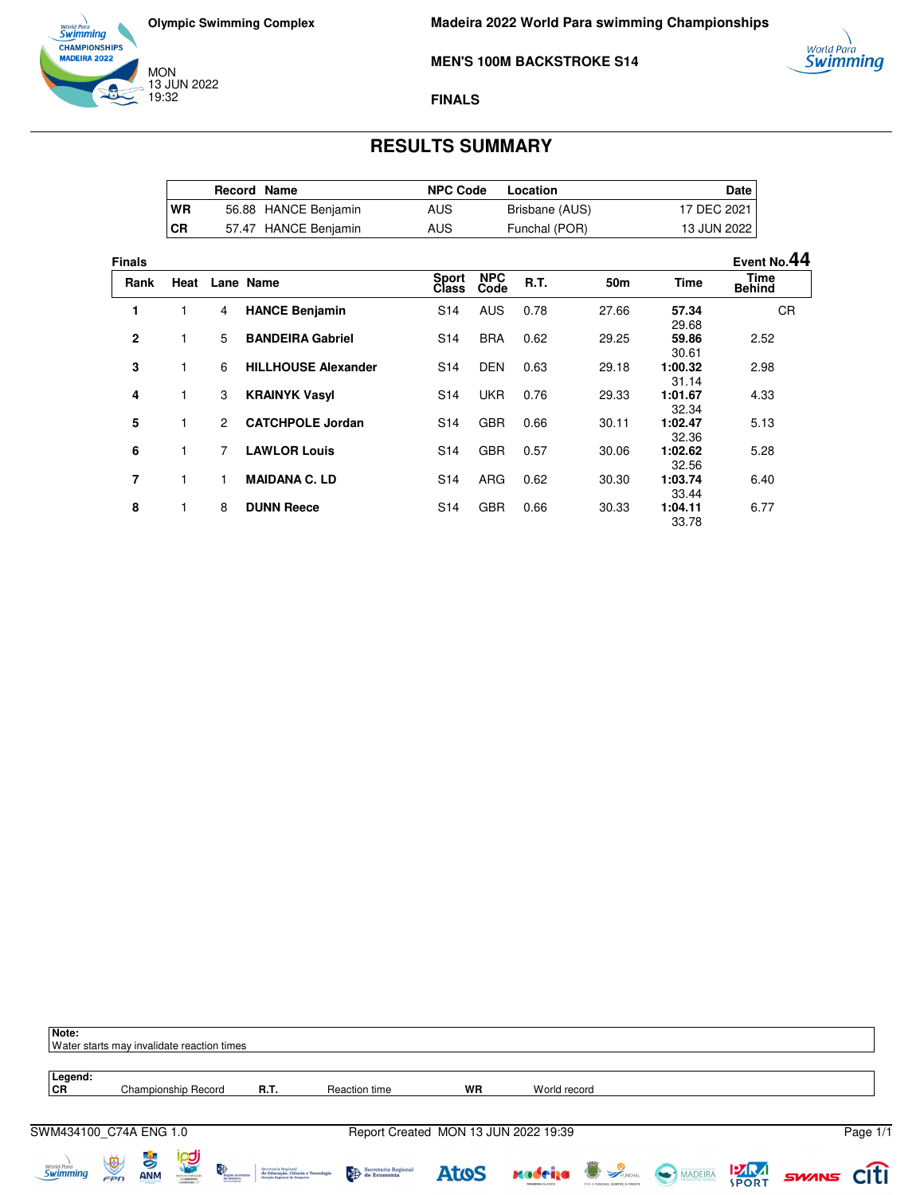Olympic Swimming Complex

MON
13 JUN 2022
19:32

**Madeira 2022 World Para swimming Championships**

**MEN'S 100M BACKSTROKE S14**

**FINALS**

## RESULTS SUMMARY

| | Record | Name | NPC Code | Location | Date |
|---|---|---|---|---|---|
| WR | 56.88 | HANCE Benjamin | AUS | Brisbane (AUS) | 17 DEC 2021 |
| CR | 57.47 | HANCE Benjamin | AUS | Funchal (POR) | 13 JUN 2022 |

**Finals** — Event No. **44**

| Rank | Heat | Lane | Name | Sport Class | NPC Code | R.T. | 50m | Time | Time Behind |
|---|---|---|---|---|---|---|---|---|---|
| **1** | 1 | 4 | **HANCE Benjamin** | S14 | AUS | 0.78 | 27.66 | **57.34** 29.68 | CR |
| **2** | 1 | 5 | **BANDEIRA Gabriel** | S14 | BRA | 0.62 | 29.25 | **59.86** 30.61 | 2.52 |
| **3** | 1 | 6 | **HILLHOUSE Alexander** | S14 | DEN | 0.63 | 29.18 | **1:00.32** 31.14 | 2.98 |
| **4** | 1 | 3 | **KRAINYK Vasyl** | S14 | UKR | 0.76 | 29.33 | **1:01.67** 32.34 | 4.33 |
| **5** | 1 | 2 | **CATCHPOLE Jordan** | S14 | GBR | 0.66 | 30.11 | **1:02.47** 32.36 | 5.13 |
| **6** | 1 | 7 | **LAWLOR Louis** | S14 | GBR | 0.57 | 30.06 | **1:02.62** 32.56 | 5.28 |
| **7** | 1 | 1 | **MAIDANA C. LD** | S14 | ARG | 0.62 | 30.30 | **1:03.74** 33.44 | 6.40 |
| **8** | 1 | 8 | **DUNN Reece** | S14 | GBR | 0.66 | 30.33 | **1:04.11** 33.78 | 6.77 |

**Note:**
Water starts may invalidate reaction times

**Legend:**

| | | | | | |
|---|---|---|---|---|---|
| CR | Championship Record | R.T. | Reaction time | WR | World record |

SWM434100_C74A ENG 1.0 — Report Created MON 13 JUN 2022 19:39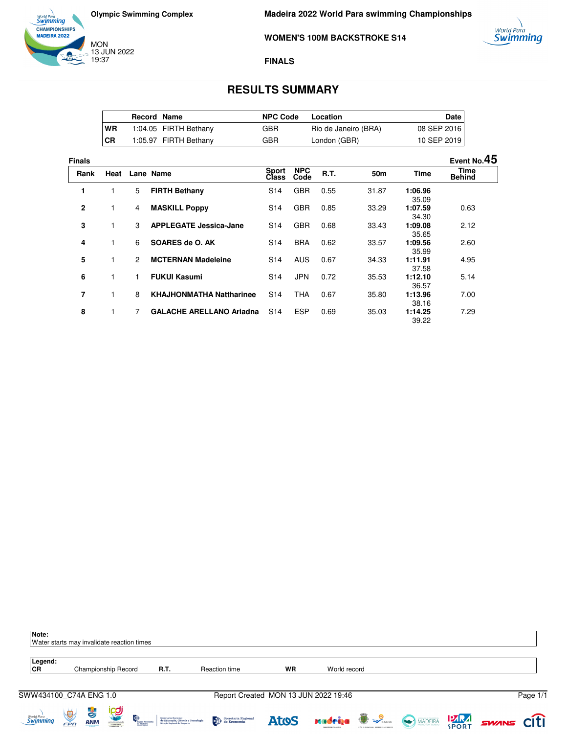Olympic Swimming Complex

MON
13 JUN 2022
19:37

# Madeira 2022 World Para swimming Championships

## WOMEN'S 100M BACKSTROKE S14

### FINALS

## RESULTS SUMMARY

| | Record | Name | NPC Code | Location | Date |
|---|---|---|---|---|---|
| WR | 1:04.05 | FIRTH Bethany | GBR | Rio de Janeiro (BRA) | 08 SEP 2016 |
| CR | 1:05.97 | FIRTH Bethany | GBR | London (GBR) | 10 SEP 2019 |

Finals — Event No.45

| Rank | Heat | Lane | Name | Sport Class | NPC Code | R.T. | 50m | Time | Time Behind |
|---|---|---|---|---|---|---|---|---|---|
| **1** | 1 | 5 | **FIRTH Bethany** | S14 | GBR | 0.55 | 31.87 | **1:06.96** 35.09 | |
| **2** | 1 | 4 | **MASKILL Poppy** | S14 | GBR | 0.85 | 33.29 | **1:07.59** 34.30 | 0.63 |
| **3** | 1 | 3 | **APPLEGATE Jessica-Jane** | S14 | GBR | 0.68 | 33.43 | **1:09.08** 35.65 | 2.12 |
| **4** | 1 | 6 | **SOARES de O. AK** | S14 | BRA | 0.62 | 33.57 | **1:09.56** 35.99 | 2.60 |
| **5** | 1 | 2 | **MCTERNAN Madeleine** | S14 | AUS | 0.67 | 34.33 | **1:11.91** 37.58 | 4.95 |
| **6** | 1 | 1 | **FUKUI Kasumi** | S14 | JPN | 0.72 | 35.53 | **1:12.10** 36.57 | 5.14 |
| **7** | 1 | 8 | **KHAJHONMATHA Nattharinee** | S14 | THA | 0.67 | 35.80 | **1:13.96** 38.16 | 7.00 |
| **8** | 1 | 7 | **GALACHE ARELLANO Ariadna** | S14 | ESP | 0.69 | 35.03 | **1:14.25** 39.22 | 7.29 |

**Note:**
Water starts may invalidate reaction times

**Legend:**

| | | | | | |
|---|---|---|---|---|---|
| CR | Championship Record | R.T. | Reaction time | WR | World record |

SWW434100_C74A ENG 1.0 — Report Created MON 13 JUN 2022 19:46